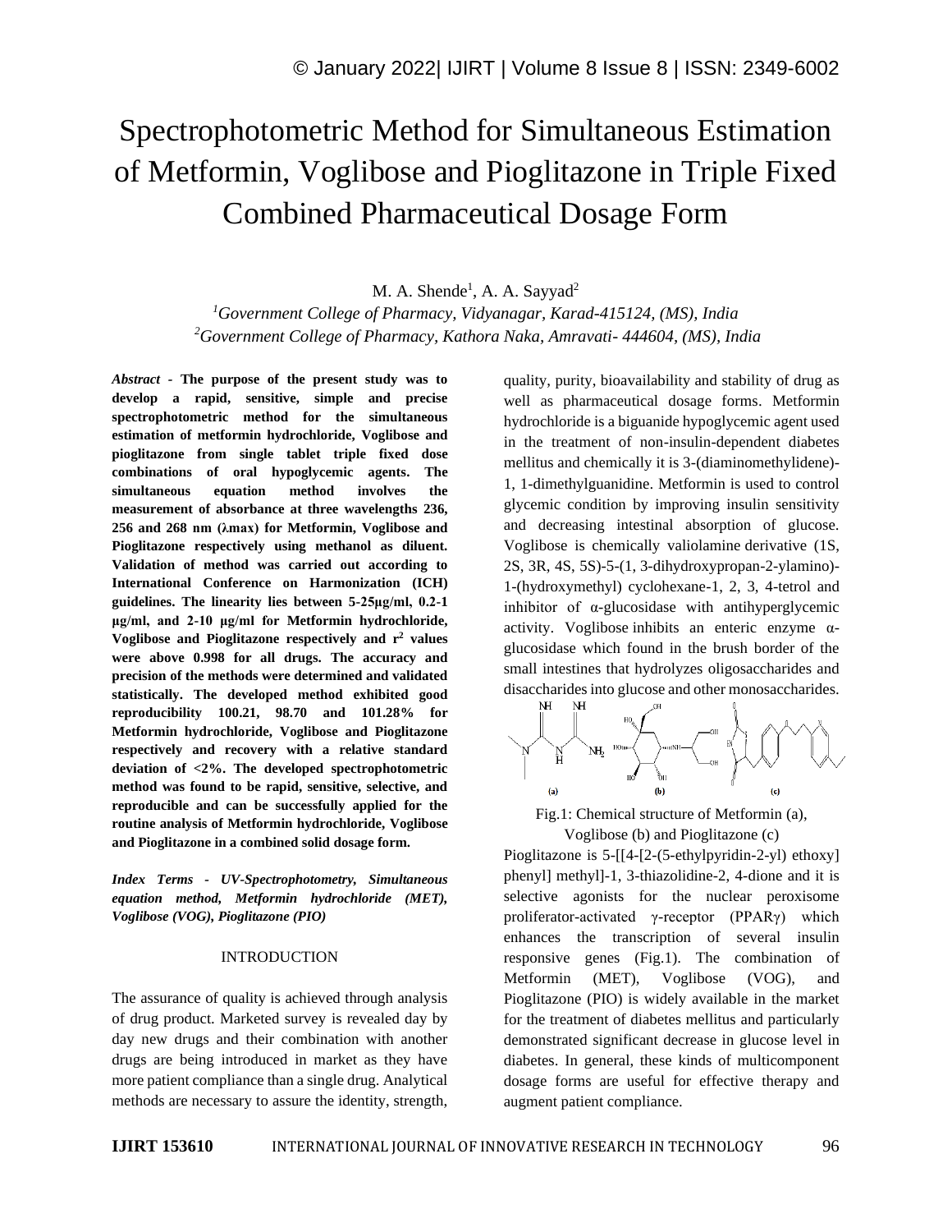// Page 1 of 7

# Spectrophotometric Method for Simultaneous Estimation of Metformin, Voglibose and Pioglitazone in Triple Fixed Combined Pharmaceutical Dosage Form

M. A. Shende[1], A. A. Sayyad[2]

[1]*Government College of Pharmacy, Vidyanagar, Karad-415124, (MS), India*

[2]*Government College of Pharmacy, Kathora Naka, Amravati- 444604, (MS), India*

***Abstract*** **- The purpose of the present study was to develop a rapid, sensitive, simple and precise spectrophotometric method for the simultaneous estimation of metformin hydrochloride, Voglibose and pioglitazone from single tablet triple fixed dose combinations of oral hypoglycemic agents. The simultaneous equation method involves the measurement of absorbance at three wavelengths 236, 256 and 268 nm (λmax) for Metformin, Voglibose and Pioglitazone respectively using methanol as diluent. Validation of method was carried out according to International Conference on Harmonization (ICH) guidelines. The linearity lies between 5-25μg/ml, 0.2-1 μg/ml, and 2-10 μg/ml for Metformin hydrochloride, Voglibose and Pioglitazone respectively and $r^2$ values were above 0.998 for all drugs. The accuracy and precision of the methods were determined and validated statistically. The developed method exhibited good reproducibility 100.21, 98.70 and 101.28% for Metformin hydrochloride, Voglibose and Pioglitazone respectively and recovery with a relative standard deviation of <2%. The developed spectrophotometric method was found to be rapid, sensitive, selective, and reproducible and can be successfully applied for the routine analysis of Metformin hydrochloride, Voglibose and Pioglitazone in a combined solid dosage form.**

***Index Terms - UV-Spectrophotometry, Simultaneous equation method, Metformin hydrochloride (MET), Voglibose (VOG), Pioglitazone (PIO)***

## INTRODUCTION

The assurance of quality is achieved through analysis of drug product. Marketed survey is revealed day by day new drugs and their combination with another drugs are being introduced in market as they have more patient compliance than a single drug. Analytical methods are necessary to assure the identity, strength, quality, purity, bioavailability and stability of drug as well as pharmaceutical dosage forms. Metformin hydrochloride is a biguanide hypoglycemic agent used in the treatment of non-insulin-dependent diabetes mellitus and chemically it is 3-(diaminomethylidene)-1, 1-dimethylguanidine. Metformin is used to control glycemic condition by improving insulin sensitivity and decreasing intestinal absorption of glucose. Voglibose is chemically valiolamine derivative (1S, 2S, 3R, 4S, 5S)-5-(1, 3-dihydroxypropan-2-ylamino)-1-(hydroxymethyl) cyclohexane-1, 2, 3, 4-tetrol and inhibitor of α-glucosidase with antihyperglycemic activity. Voglibose inhibits an enteric enzyme α-glucosidase which found in the brush border of the small intestines that hydrolyzes oligosaccharides and disaccharides into glucose and other monosaccharides.

Fig.1: Chemical structure of Metformin (a), Voglibose (b) and Pioglitazone (c)

Pioglitazone is 5-[[4-[2-(5-ethylpyridin-2-yl) ethoxy] phenyl] methyl]-1, 3-thiazolidine-2, 4-dione and it is selective agonists for the nuclear peroxisome proliferator-activated γ-receptor (PPARγ) which enhances the transcription of several insulin responsive genes (Fig.1). The combination of Metformin (MET), Voglibose (VOG), and Pioglitazone (PIO) is widely available in the market for the treatment of diabetes mellitus and particularly demonstrated significant decrease in glucose level in diabetes. In general, these kinds of multicomponent dosage forms are useful for effective therapy and augment patient compliance.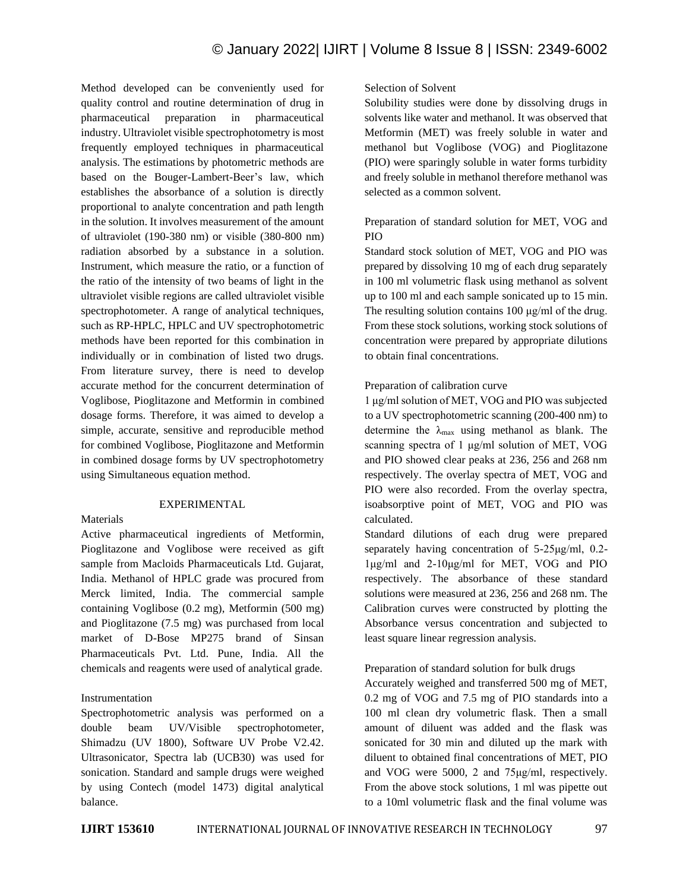Method developed can be conveniently used for quality control and routine determination of drug in pharmaceutical preparation in pharmaceutical industry. Ultraviolet visible spectrophotometry is most frequently employed techniques in pharmaceutical analysis. The estimations by photometric methods are based on the Bouger-Lambert-Beer's law, which establishes the absorbance of a solution is directly proportional to analyte concentration and path length in the solution. It involves measurement of the amount of ultraviolet (190-380 nm) or visible (380-800 nm) radiation absorbed by a substance in a solution. Instrument, which measure the ratio, or a function of the ratio of the intensity of two beams of light in the ultraviolet visible regions are called ultraviolet visible spectrophotometer. A range of analytical techniques, such as RP-HPLC, HPLC and UV spectrophotometric methods have been reported for this combination in individually or in combination of listed two drugs. From literature survey, there is need to develop accurate method for the concurrent determination of Voglibose, Pioglitazone and Metformin in combined dosage forms. Therefore, it was aimed to develop a simple, accurate, sensitive and reproducible method for combined Voglibose, Pioglitazone and Metformin in combined dosage forms by UV spectrophotometry using Simultaneous equation method.

## EXPERIMENTAL

### Materials

Active pharmaceutical ingredients of Metformin, Pioglitazone and Voglibose were received as gift sample from Macloids Pharmaceuticals Ltd. Gujarat, India. Methanol of HPLC grade was procured from Merck limited, India. The commercial sample containing Voglibose (0.2 mg), Metformin (500 mg) and Pioglitazone (7.5 mg) was purchased from local market of D-Bose MP275 brand of Sinsan Pharmaceuticals Pvt. Ltd. Pune, India. All the chemicals and reagents were used of analytical grade.

### Instrumentation

Spectrophotometric analysis was performed on a double beam UV/Visible spectrophotometer, Shimadzu (UV 1800), Software UV Probe V2.42. Ultrasonicator, Spectra lab (UCB30) was used for sonication. Standard and sample drugs were weighed by using Contech (model 1473) digital analytical balance.

### Selection of Solvent

Solubility studies were done by dissolving drugs in solvents like water and methanol. It was observed that Metformin (MET) was freely soluble in water and methanol but Voglibose (VOG) and Pioglitazone (PIO) were sparingly soluble in water forms turbidity and freely soluble in methanol therefore methanol was selected as a common solvent.

### Preparation of standard solution for MET, VOG and PIO

Standard stock solution of MET, VOG and PIO was prepared by dissolving 10 mg of each drug separately in 100 ml volumetric flask using methanol as solvent up to 100 ml and each sample sonicated up to 15 min. The resulting solution contains 100 μg/ml of the drug. From these stock solutions, working stock solutions of concentration were prepared by appropriate dilutions to obtain final concentrations.

### Preparation of calibration curve

1 μg/ml solution of MET, VOG and PIO was subjected to a UV spectrophotometric scanning (200-400 nm) to determine the $\lambda_{max}$ using methanol as blank. The scanning spectra of 1 μg/ml solution of MET, VOG and PIO showed clear peaks at 236, 256 and 268 nm respectively. The overlay spectra of MET, VOG and PIO were also recorded. From the overlay spectra, isoabsorptive point of MET, VOG and PIO was calculated.

Standard dilutions of each drug were prepared separately having concentration of 5-25μg/ml, 0.2-1μg/ml and 2-10μg/ml for MET, VOG and PIO respectively. The absorbance of these standard solutions were measured at 236, 256 and 268 nm. The Calibration curves were constructed by plotting the Absorbance versus concentration and subjected to least square linear regression analysis.

### Preparation of standard solution for bulk drugs

Accurately weighed and transferred 500 mg of MET, 0.2 mg of VOG and 7.5 mg of PIO standards into a 100 ml clean dry volumetric flask. Then a small amount of diluent was added and the flask was sonicated for 30 min and diluted up the mark with diluent to obtained final concentrations of MET, PIO and VOG were 5000, 2 and 75μg/ml, respectively. From the above stock solutions, 1 ml was pipette out to a 10ml volumetric flask and the final volume was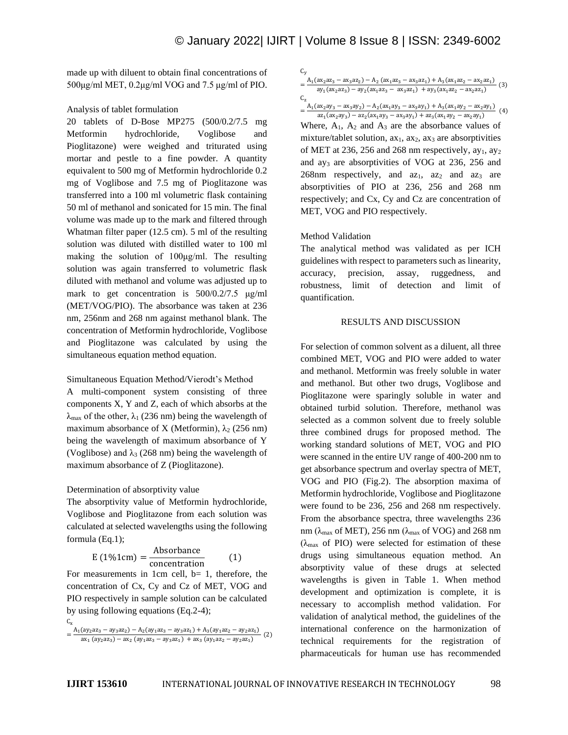made up with diluent to obtain final concentrations of 500μg/ml MET, 0.2μg/ml VOG and 7.5 μg/ml of PIO.

Analysis of tablet formulation

20 tablets of D-Bose MP275 (500/0.2/7.5 mg Metformin hydrochloride, Voglibose and Pioglitazone) were weighed and triturated using mortar and pestle to a fine powder. A quantity equivalent to 500 mg of Metformin hydrochloride 0.2 mg of Voglibose and 7.5 mg of Pioglitazone was transferred into a 100 ml volumetric flask containing 50 ml of methanol and sonicated for 15 min. The final volume was made up to the mark and filtered through Whatman filter paper (12.5 cm). 5 ml of the resulting solution was diluted with distilled water to 100 ml making the solution of 100μg/ml. The resulting solution was again transferred to volumetric flask diluted with methanol and volume was adjusted up to mark to get concentration is 500/0.2/7.5 μg/ml (MET/VOG/PIO). The absorbance was taken at 236 nm, 256nm and 268 nm against methanol blank. The concentration of Metformin hydrochloride, Voglibose and Pioglitazone was calculated by using the simultaneous equation method equation.

Simultaneous Equation Method/Vierodt's Method

A multi-component system consisting of three components X, Y and Z, each of which absorbs at the $\lambda_{max}$ of the other, $\lambda_1$ (236 nm) being the wavelength of maximum absorbance of X (Metformin), $\lambda_2$ (256 nm) being the wavelength of maximum absorbance of Y (Voglibose) and $\lambda_3$ (268 nm) being the wavelength of maximum absorbance of Z (Pioglitazone).

Determination of absorptivity value

The absorptivity value of Metformin hydrochloride, Voglibose and Pioglitazone from each solution was calculated at selected wavelengths using the following formula (Eq.1);

$$E\,(1\%1\text{cm}) = \frac{\text{Absorbance}}{\text{concentration}} \qquad (1)$$

For measurements in 1cm cell, b= 1, therefore, the concentration of Cx, Cy and Cz of MET, VOG and PIO respectively in sample solution can be calculated by using following equations (Eq.2-4);

$$C_x = \frac{A_1(ay_2az_3 - ay_3az_2) - A_2(ay_1az_3 - ay_3az_1) + A_3(ay_1az_2 - ay_2az_1)}{ax_1\,(ay_2az_3) - ax_2\,(ay_1az_3 - ay_3az_1) + ax_3\,(ay_1az_2 - ay_2az_1)} \quad (2)$$

$$C_y = \frac{A_1(ax_2az_3 - ax_3az_2) - A_2\,(ax_1az_3 - ax_3az_1) + A_3(ax_1az_2 - ax_2az_1)}{ay_1(ax_2az_3) - ay_2(ax_1az_3 - ax_3az_1) + ay_3(ax_1az_2 - ax_2az_1)} \quad (3)$$

$$C_z = \frac{A_1(ax_2ay_3 - ax_3ay_2) - A_2(ax_1ay_3 - ax_3ay_1) + A_3(ax_1ay_2 - ax_2ay_1)}{az_1(ax_2ay_3) - az_2(ax_1ay_3 - ax_3ay_1) + az_3(ax_1ay_2 - ax_2ay_1)} \quad (4)$$

Where, $A_1$, $A_2$ and $A_3$ are the absorbance values of mixture/tablet solution, $ax_1$, $ax_2$, $ax_3$ are absorptivities of MET at 236, 256 and 268 nm respectively, $ay_1$, $ay_2$ and $ay_3$ are absorptivities of VOG at 236, 256 and 268nm respectively, and $az_1$, $az_2$ and $az_3$ are absorptivities of PIO at 236, 256 and 268 nm respectively; and Cx, Cy and Cz are concentration of MET, VOG and PIO respectively.

Method Validation

The analytical method was validated as per ICH guidelines with respect to parameters such as linearity, accuracy, precision, assay, ruggedness, and robustness, limit of detection and limit of quantification.

## RESULTS AND DISCUSSION

For selection of common solvent as a diluent, all three combined MET, VOG and PIO were added to water and methanol. Metformin was freely soluble in water and methanol. But other two drugs, Voglibose and Pioglitazone were sparingly soluble in water and obtained turbid solution. Therefore, methanol was selected as a common solvent due to freely soluble three combined drugs for proposed method. The working standard solutions of MET, VOG and PIO were scanned in the entire UV range of 400-200 nm to get absorbance spectrum and overlay spectra of MET, VOG and PIO (Fig.2). The absorption maxima of Metformin hydrochloride, Voglibose and Pioglitazone were found to be 236, 256 and 268 nm respectively. From the absorbance spectra, three wavelengths 236 nm ($\lambda_{max}$ of MET), 256 nm ($\lambda_{max}$ of VOG) and 268 nm ($\lambda_{max}$ of PIO) were selected for estimation of these drugs using simultaneous equation method. An absorptivity value of these drugs at selected wavelengths is given in Table 1. When method development and optimization is complete, it is necessary to accomplish method validation. For validation of analytical method, the guidelines of the international conference on the harmonization of technical requirements for the registration of pharmaceuticals for human use has recommended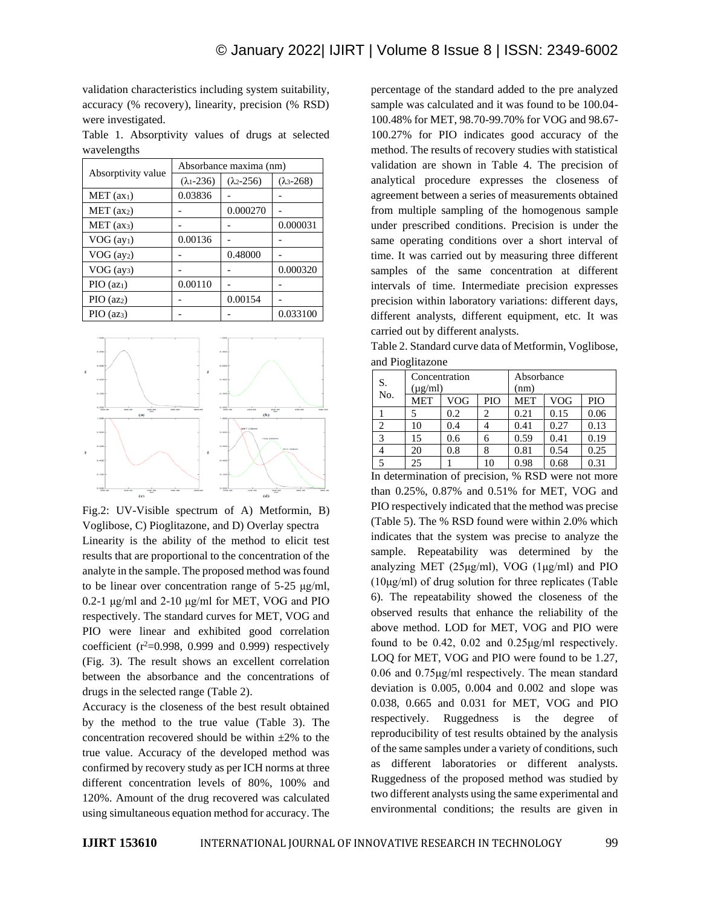validation characteristics including system suitability, accuracy (% recovery), linearity, precision (% RSD) were investigated.

Table 1. Absorptivity values of drugs at selected wavelengths

| Absorptivity value | Absorbance maxima (nm) | | |
|---|---|---|---|
| | ($\lambda_1$-236) | ($\lambda_2$-256) | ($\lambda_3$-268) |
| MET ($ax_1$) | 0.03836 | - | - |
| MET ($ax_2$) | - | 0.000270 | - |
| MET ($ax_3$) | - | - | 0.000031 |
| VOG ($ay_1$) | 0.00136 | - | - |
| VOG ($ay_2$) | - | 0.48000 | - |
| VOG ($ay_3$) | - | - | 0.000320 |
| PIO ($az_1$) | 0.00110 | - | - |
| PIO ($az_2$) | - | 0.00154 | - |
| PIO ($az_3$) | - | - | 0.033100 |

Fig.2: UV-Visible spectrum of A) Metformin, B) Voglibose, C) Pioglitazone, and D) Overlay spectra

Linearity is the ability of the method to elicit test results that are proportional to the concentration of the analyte in the sample. The proposed method was found to be linear over concentration range of 5-25 μg/ml, 0.2-1 μg/ml and 2-10 μg/ml for MET, VOG and PIO respectively. The standard curves for MET, VOG and PIO were linear and exhibited good correlation coefficient ($r^2$=0.998, 0.999 and 0.999) respectively (Fig. 3). The result shows an excellent correlation between the absorbance and the concentrations of drugs in the selected range (Table 2).

Accuracy is the closeness of the best result obtained by the method to the true value (Table 3). The concentration recovered should be within ±2% to the true value. Accuracy of the developed method was confirmed by recovery study as per ICH norms at three different concentration levels of 80%, 100% and 120%. Amount of the drug recovered was calculated using simultaneous equation method for accuracy. The percentage of the standard added to the pre analyzed sample was calculated and it was found to be 100.04-100.48% for MET, 98.70-99.70% for VOG and 98.67-100.27% for PIO indicates good accuracy of the method. The results of recovery studies with statistical validation are shown in Table 4. The precision of analytical procedure expresses the closeness of agreement between a series of measurements obtained from multiple sampling of the homogenous sample under prescribed conditions. Precision is under the same operating conditions over a short interval of time. It was carried out by measuring three different samples of the same concentration at different intervals of time. Intermediate precision expresses precision within laboratory variations: different days, different analysts, different equipment, etc. It was carried out by different analysts.

Table 2. Standard curve data of Metformin, Voglibose, and Pioglitazone

| S. No. | Concentration (μg/ml) | | | Absorbance (nm) | | |
|---|---|---|---|---|---|---|
| | MET | VOG | PIO | MET | VOG | PIO |
| 1 | 5 | 0.2 | 2 | 0.21 | 0.15 | 0.06 |
| 2 | 10 | 0.4 | 4 | 0.41 | 0.27 | 0.13 |
| 3 | 15 | 0.6 | 6 | 0.59 | 0.41 | 0.19 |
| 4 | 20 | 0.8 | 8 | 0.81 | 0.54 | 0.25 |
| 5 | 25 | 1 | 10 | 0.98 | 0.68 | 0.31 |

In determination of precision, % RSD were not more than 0.25%, 0.87% and 0.51% for MET, VOG and PIO respectively indicated that the method was precise (Table 5). The % RSD found were within 2.0% which indicates that the system was precise to analyze the sample. Repeatability was determined by the analyzing MET (25μg/ml), VOG (1μg/ml) and PIO (10μg/ml) of drug solution for three replicates (Table 6). The repeatability showed the closeness of the observed results that enhance the reliability of the above method. LOD for MET, VOG and PIO were found to be 0.42, 0.02 and 0.25μg/ml respectively. LOQ for MET, VOG and PIO were found to be 1.27, 0.06 and 0.75μg/ml respectively. The mean standard deviation is 0.005, 0.004 and 0.002 and slope was 0.038, 0.665 and 0.031 for MET, VOG and PIO respectively. Ruggedness is the degree of reproducibility of test results obtained by the analysis of the same samples under a variety of conditions, such as different laboratories or different analysts. Ruggedness of the proposed method was studied by two different analysts using the same experimental and environmental conditions; the results are given in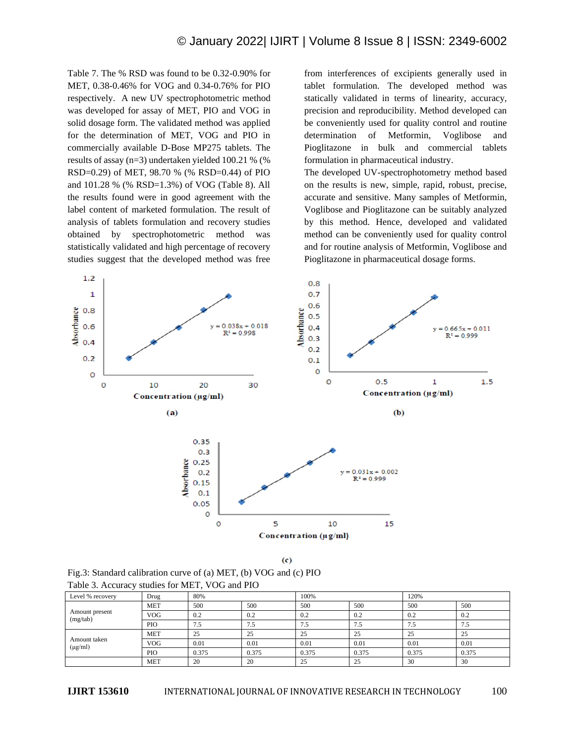Table 7. The % RSD was found to be 0.32-0.90% for MET, 0.38-0.46% for VOG and 0.34-0.76% for PIO respectively. A new UV spectrophotometric method was developed for assay of MET, PIO and VOG in solid dosage form. The validated method was applied for the determination of MET, VOG and PIO in commercially available D-Bose MP275 tablets. The results of assay (n=3) undertaken yielded 100.21 % (% RSD=0.29) of MET, 98.70 % (% RSD=0.44) of PIO and 101.28 % (% RSD=1.3%) of VOG (Table 8). All the results found were in good agreement with the label content of marketed formulation. The result of analysis of tablets formulation and recovery studies obtained by spectrophotometric method was statistically validated and high percentage of recovery studies suggest that the developed method was free from interferences of excipients generally used in tablet formulation. The developed method was statically validated in terms of linearity, accuracy, precision and reproducibility. Method developed can be conveniently used for quality control and routine determination of Metformin, Voglibose and Pioglitazone in bulk and commercial tablets formulation in pharmaceutical industry.

The developed UV-spectrophotometry method based on the results is new, simple, rapid, robust, precise, accurate and sensitive. Many samples of Metformin, Voglibose and Pioglitazone can be suitably analyzed by this method. Hence, developed and validated method can be conveniently used for quality control and for routine analysis of Metformin, Voglibose and Pioglitazone in pharmaceutical dosage forms.

Fig.3: Standard calibration curve of (a) MET, (b) VOG and (c) PIO

Table 3. Accuracy studies for MET, VOG and PIO

| Level % recovery | Drug | 80% | | 100% | | 120% | |
|---|---|---|---|---|---|---|---|
| Amount present (mg/tab) | MET | 500 | 500 | 500 | 500 | 500 | 500 |
| | VOG | 0.2 | 0.2 | 0.2 | 0.2 | 0.2 | 0.2 |
| | PIO | 7.5 | 7.5 | 7.5 | 7.5 | 7.5 | 7.5 |
| Amount taken (µg/ml) | MET | 25 | 25 | 25 | 25 | 25 | 25 |
| | VOG | 0.01 | 0.01 | 0.01 | 0.01 | 0.01 | 0.01 |
| | PIO | 0.375 | 0.375 | 0.375 | 0.375 | 0.375 | 0.375 |
| | MET | 20 | 20 | 25 | 25 | 30 | 30 |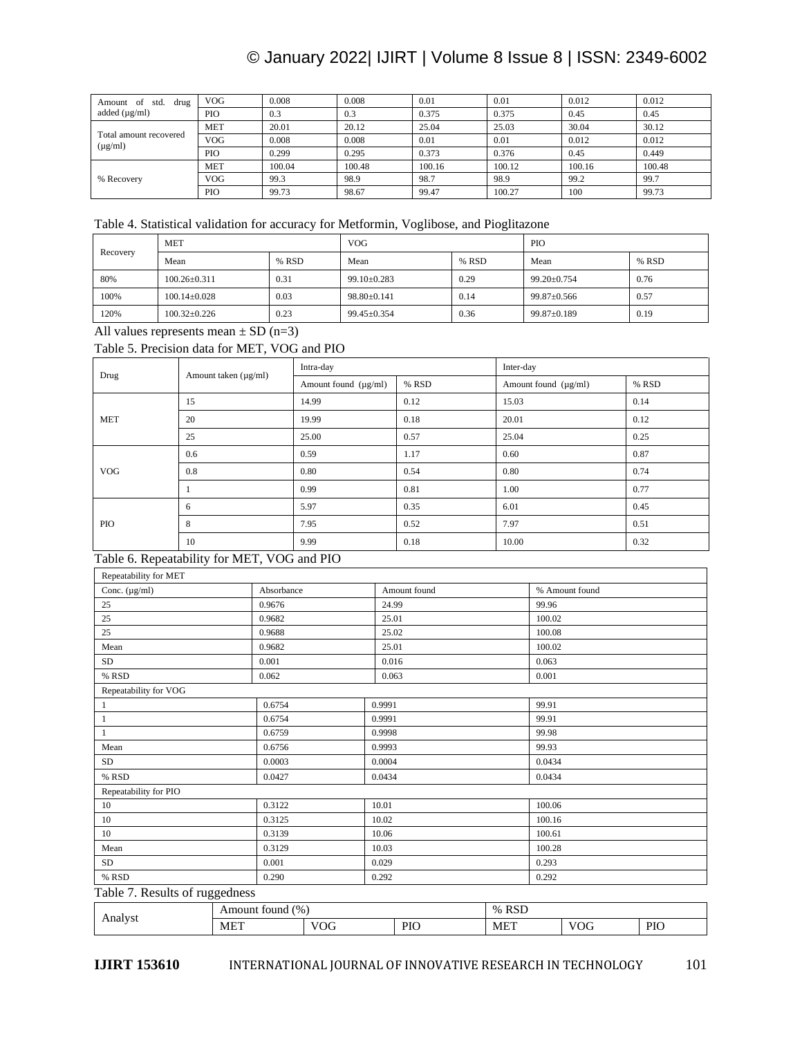| Amount of std. drug added (µg/ml) | VOG | 0.008 | 0.008 | 0.01 | 0.01 | 0.012 | 0.012 |
|---|---|---|---|---|---|---|---|
| | PIO | 0.3 | 0.3 | 0.375 | 0.375 | 0.45 | 0.45 |
| Total amount recovered (µg/ml) | MET | 20.01 | 20.12 | 25.04 | 25.03 | 30.04 | 30.12 |
| | VOG | 0.008 | 0.008 | 0.01 | 0.01 | 0.012 | 0.012 |
| | PIO | 0.299 | 0.295 | 0.373 | 0.376 | 0.45 | 0.449 |
| % Recovery | MET | 100.04 | 100.48 | 100.16 | 100.12 | 100.16 | 100.48 |
| | VOG | 99.3 | 98.9 | 98.7 | 98.9 | 99.2 | 99.7 |
| | PIO | 99.73 | 98.67 | 99.47 | 100.27 | 100 | 99.73 |

Table 4. Statistical validation for accuracy for Metformin, Voglibose, and Pioglitazone

| Recovery | MET | | VOG | | PIO | |
|---|---|---|---|---|---|---|
| | Mean | % RSD | Mean | % RSD | Mean | % RSD |
| 80% | 100.26±0.311 | 0.31 | 99.10±0.283 | 0.29 | 99.20±0.754 | 0.76 |
| 100% | 100.14±0.028 | 0.03 | 98.80±0.141 | 0.14 | 99.87±0.566 | 0.57 |
| 120% | 100.32±0.226 | 0.23 | 99.45±0.354 | 0.36 | 99.87±0.189 | 0.19 |

All values represents mean ± SD (n=3)

Table 5. Precision data for MET, VOG and PIO

| Drug | Amount taken (µg/ml) | Intra-day | | Inter-day | |
|---|---|---|---|---|---|
| | | Amount found (µg/ml) | % RSD | Amount found (µg/ml) | % RSD |
| MET | 15 | 14.99 | 0.12 | 15.03 | 0.14 |
| | 20 | 19.99 | 0.18 | 20.01 | 0.12 |
| | 25 | 25.00 | 0.57 | 25.04 | 0.25 |
| VOG | 0.6 | 0.59 | 1.17 | 0.60 | 0.87 |
| | 0.8 | 0.80 | 0.54 | 0.80 | 0.74 |
| | 1 | 0.99 | 0.81 | 1.00 | 0.77 |
| PIO | 6 | 5.97 | 0.35 | 6.01 | 0.45 |
| | 8 | 7.95 | 0.52 | 7.97 | 0.51 |
| | 10 | 9.99 | 0.18 | 10.00 | 0.32 |

Table 6. Repeatability for MET, VOG and PIO

| Repeatability for MET | | | |
|---|---|---|---|
| Conc. (µg/ml) | Absorbance | Amount found | % Amount found |
| 25 | 0.9676 | 24.99 | 99.96 |
| 25 | 0.9682 | 25.01 | 100.02 |
| 25 | 0.9688 | 25.02 | 100.08 |
| Mean | 0.9682 | 25.01 | 100.02 |
| SD | 0.001 | 0.016 | 0.063 |
| % RSD | 0.062 | 0.063 | 0.001 |
| Repeatability for VOG | | | |
| 1 | 0.6754 | 0.9991 | 99.91 |
| 1 | 0.6754 | 0.9991 | 99.91 |
| 1 | 0.6759 | 0.9998 | 99.98 |
| Mean | 0.6756 | 0.9993 | 99.93 |
| SD | 0.0003 | 0.0004 | 0.0434 |
| % RSD | 0.0427 | 0.0434 | 0.0434 |
| Repeatability for PIO | | | |
| 10 | 0.3122 | 10.01 | 100.06 |
| 10 | 0.3125 | 10.02 | 100.16 |
| 10 | 0.3139 | 10.06 | 100.61 |
| Mean | 0.3129 | 10.03 | 100.28 |
| SD | 0.001 | 0.029 | 0.293 |
| % RSD | 0.290 | 0.292 | 0.292 |

Table 7. Results of ruggedness

| Analyst | Amount found (%) | | | % RSD | | |
|---|---|---|---|---|---|---|
| | MET | VOG | PIO | MET | VOG | PIO |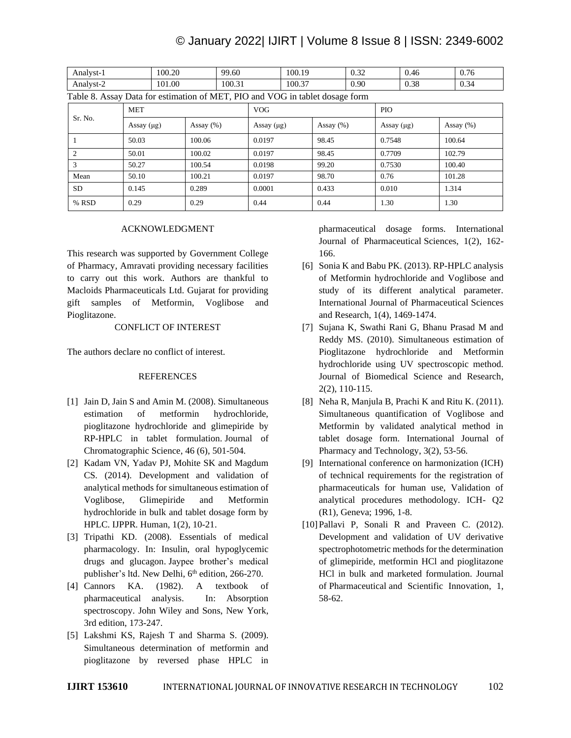| | | | | | | |
|---|---|---|---|---|---|---|
| Analyst-1 | 100.20 | 99.60 | 100.19 | 0.32 | 0.46 | 0.76 |
| Analyst-2 | 101.00 | 100.31 | 100.37 | 0.90 | 0.38 | 0.34 |

Table 8. Assay Data for estimation of MET, PIO and VOG in tablet dosage form

| Sr. No. | MET | | VOG | | PIO | |
|---|---|---|---|---|---|---|
| | Assay (µg) | Assay (%) | Assay (µg) | Assay (%) | Assay (µg) | Assay (%) |
| 1 | 50.03 | 100.06 | 0.0197 | 98.45 | 0.7548 | 100.64 |
| 2 | 50.01 | 100.02 | 0.0197 | 98.45 | 0.7709 | 102.79 |
| 3 | 50.27 | 100.54 | 0.0198 | 99.20 | 0.7530 | 100.40 |
| Mean | 50.10 | 100.21 | 0.0197 | 98.70 | 0.76 | 101.28 |
| SD | 0.145 | 0.289 | 0.0001 | 0.433 | 0.010 | 1.314 |
| % RSD | 0.29 | 0.29 | 0.44 | 0.44 | 1.30 | 1.30 |

## ACKNOWLEDGMENT

This research was supported by Government College of Pharmacy, Amravati providing necessary facilities to carry out this work. Authors are thankful to Macloids Pharmaceuticals Ltd. Gujarat for providing gift samples of Metformin, Voglibose and Pioglitazone.

## CONFLICT OF INTEREST

The authors declare no conflict of interest.

## REFERENCES

[1] Jain D, Jain S and Amin M. (2008). Simultaneous estimation of metformin hydrochloride, pioglitazone hydrochloride and glimepiride by RP-HPLC in tablet formulation. Journal of Chromatographic Science, 46 (6), 501-504.

[2] Kadam VN, Yadav PJ, Mohite SK and Magdum CS. (2014). Development and validation of analytical methods for simultaneous estimation of Voglibose, Glimepiride and Metformin hydrochloride in bulk and tablet dosage form by HPLC. IJPPR. Human, 1(2), 10-21.

[3] Tripathi KD. (2008). Essentials of medical pharmacology. In: Insulin, oral hypoglycemic drugs and glucagon. Jaypee brother's medical publisher's ltd. New Delhi, 6th edition, 266-270.

[4] Cannors KA. (1982). A textbook of pharmaceutical analysis. In: Absorption spectroscopy. John Wiley and Sons, New York, 3rd edition, 173-247.

[5] Lakshmi KS, Rajesh T and Sharma S. (2009). Simultaneous determination of metformin and pioglitazone by reversed phase HPLC in pharmaceutical dosage forms. International Journal of Pharmaceutical Sciences, 1(2), 162-166.

[6] Sonia K and Babu PK. (2013). RP-HPLC analysis of Metformin hydrochloride and Voglibose and study of its different analytical parameter. International Journal of Pharmaceutical Sciences and Research, 1(4), 1469-1474.

[7] Sujana K, Swathi Rani G, Bhanu Prasad M and Reddy MS. (2010). Simultaneous estimation of Pioglitazone hydrochloride and Metformin hydrochloride using UV spectroscopic method. Journal of Biomedical Science and Research, 2(2), 110-115.

[8] Neha R, Manjula B, Prachi K and Ritu K. (2011). Simultaneous quantification of Voglibose and Metformin by validated analytical method in tablet dosage form. International Journal of Pharmacy and Technology, 3(2), 53-56.

[9] International conference on harmonization (ICH) of technical requirements for the registration of pharmaceuticals for human use, Validation of analytical procedures methodology. ICH- Q2 (R1), Geneva; 1996, 1-8.

[10] Pallavi P, Sonali R and Praveen C. (2012). Development and validation of UV derivative spectrophotometric methods for the determination of glimepiride, metformin HCl and pioglitazone HCl in bulk and marketed formulation. Journal of Pharmaceutical and Scientific Innovation, 1, 58-62.